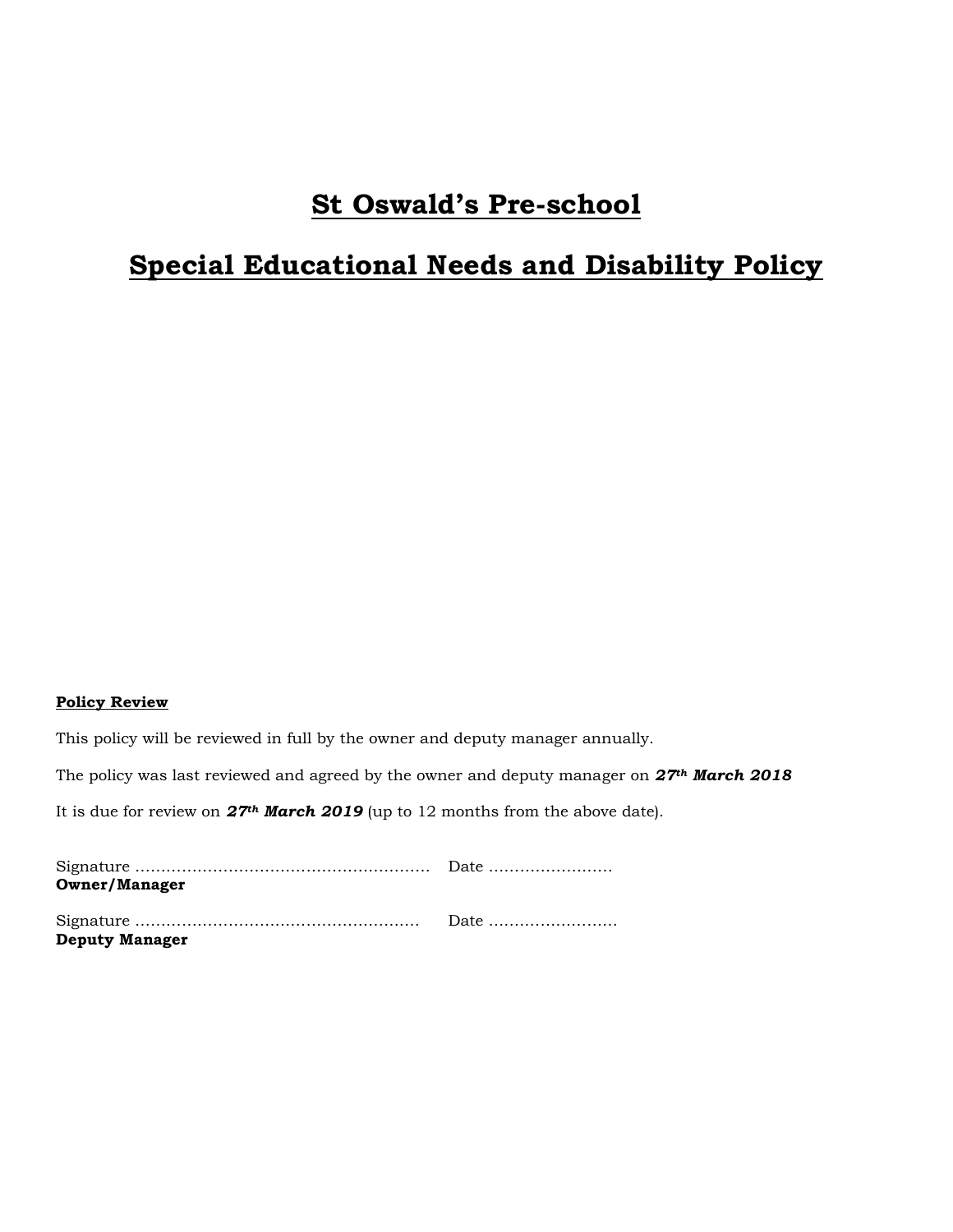# St Oswald's Pre-school

# Special Educational Needs and Disability Policy

**Policy Review**

This policy will be reviewed in full by the owner and deputy manager annually.

The policy was last reviewed and agreed by the owner and deputy manager on ***27th March 2018***

It is due for review on ***27th March 2019*** (up to 12 months from the above date).

Signature ……………………………………………………  Date ……………………
**Owner/Manager**

Signature …………………………………………………  Date ……………………
**Deputy Manager**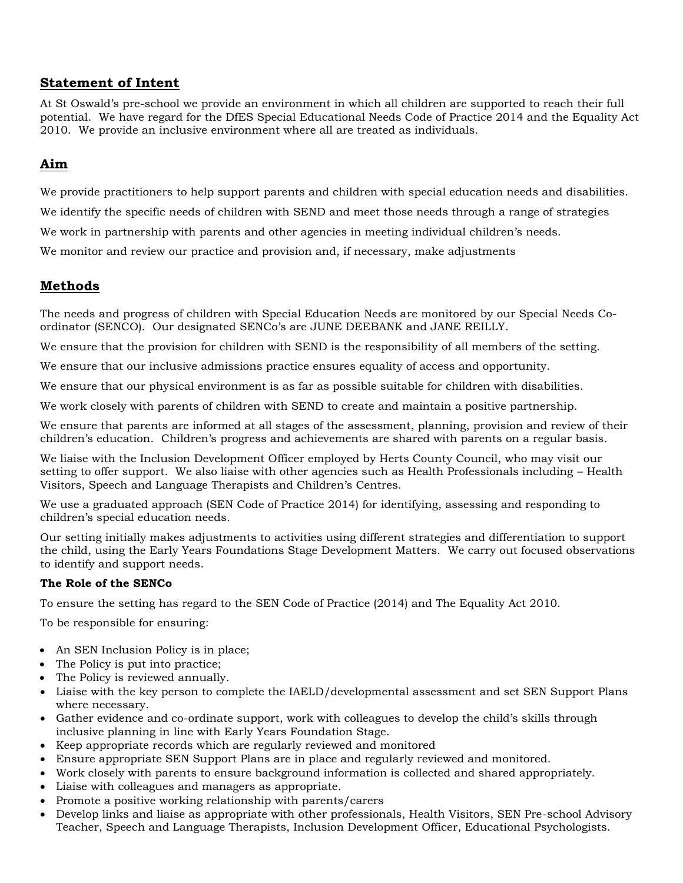## Statement of Intent

At St Oswald's pre-school we provide an environment in which all children are supported to reach their full potential. We have regard for the DfES Special Educational Needs Code of Practice 2014 and the Equality Act 2010. We provide an inclusive environment where all are treated as individuals.

## Aim

We provide practitioners to help support parents and children with special education needs and disabilities.

We identify the specific needs of children with SEND and meet those needs through a range of strategies

We work in partnership with parents and other agencies in meeting individual children's needs.

We monitor and review our practice and provision and, if necessary, make adjustments

## Methods

The needs and progress of children with Special Education Needs are monitored by our Special Needs Co-ordinator (SENCO). Our designated SENCo's are JUNE DEEBANK and JANE REILLY.

We ensure that the provision for children with SEND is the responsibility of all members of the setting.

We ensure that our inclusive admissions practice ensures equality of access and opportunity.

We ensure that our physical environment is as far as possible suitable for children with disabilities.

We work closely with parents of children with SEND to create and maintain a positive partnership.

We ensure that parents are informed at all stages of the assessment, planning, provision and review of their children's education. Children's progress and achievements are shared with parents on a regular basis.

We liaise with the Inclusion Development Officer employed by Herts County Council, who may visit our setting to offer support. We also liaise with other agencies such as Health Professionals including – Health Visitors, Speech and Language Therapists and Children's Centres.

We use a graduated approach (SEN Code of Practice 2014) for identifying, assessing and responding to children's special education needs.

Our setting initially makes adjustments to activities using different strategies and differentiation to support the child, using the Early Years Foundations Stage Development Matters. We carry out focused observations to identify and support needs.

**The Role of the SENCo**

To ensure the setting has regard to the SEN Code of Practice (2014) and The Equality Act 2010.

To be responsible for ensuring:

- An SEN Inclusion Policy is in place;
- The Policy is put into practice;
- The Policy is reviewed annually.
- Liaise with the key person to complete the IAELD/developmental assessment and set SEN Support Plans where necessary.
- Gather evidence and co-ordinate support, work with colleagues to develop the child's skills through inclusive planning in line with Early Years Foundation Stage.
- Keep appropriate records which are regularly reviewed and monitored
- Ensure appropriate SEN Support Plans are in place and regularly reviewed and monitored.
- Work closely with parents to ensure background information is collected and shared appropriately.
- Liaise with colleagues and managers as appropriate.
- Promote a positive working relationship with parents/carers
- Develop links and liaise as appropriate with other professionals, Health Visitors, SEN Pre-school Advisory Teacher, Speech and Language Therapists, Inclusion Development Officer, Educational Psychologists.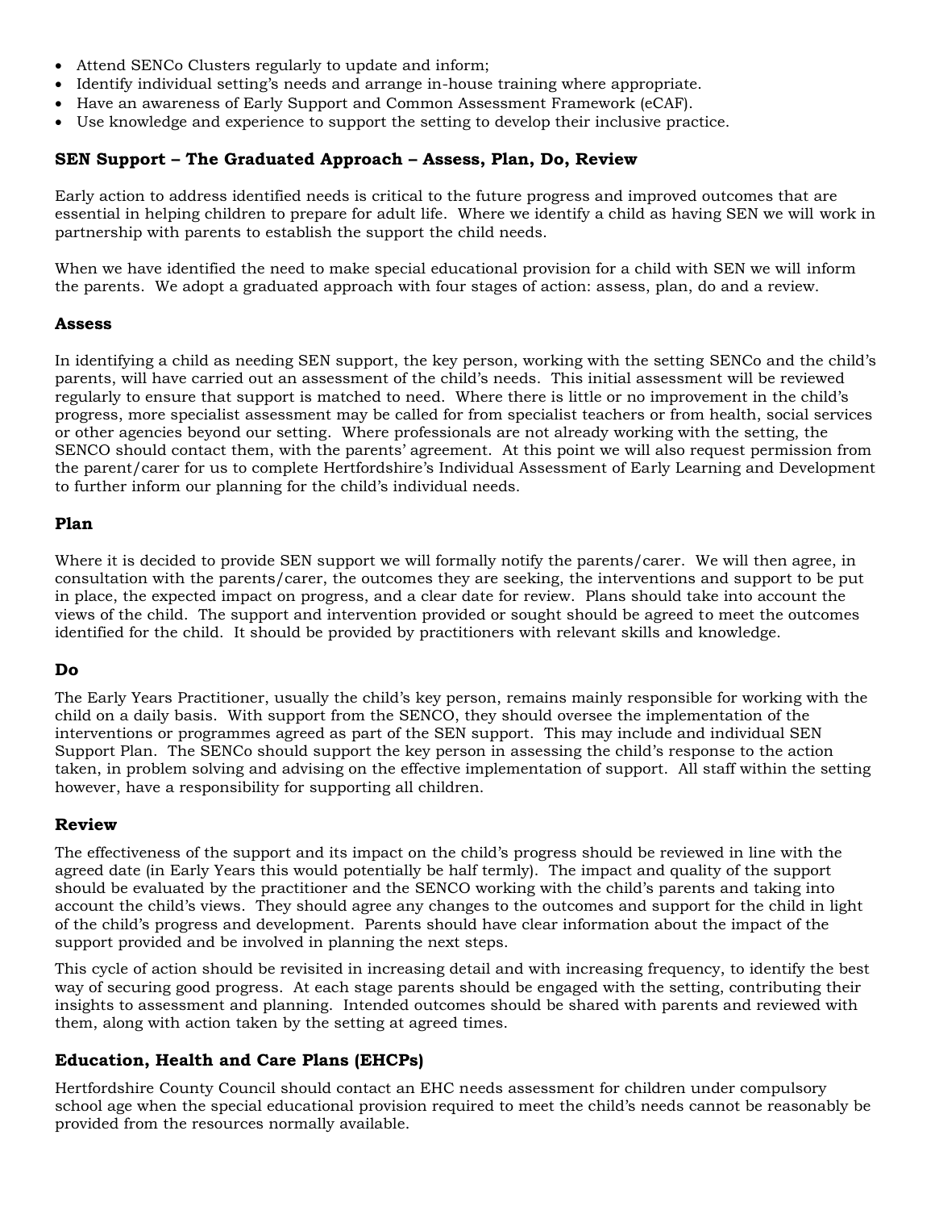- Attend SENCo Clusters regularly to update and inform;
- Identify individual setting's needs and arrange in-house training where appropriate.
- Have an awareness of Early Support and Common Assessment Framework (eCAF).
- Use knowledge and experience to support the setting to develop their inclusive practice.

### SEN Support – The Graduated Approach – Assess, Plan, Do, Review

Early action to address identified needs is critical to the future progress and improved outcomes that are essential in helping children to prepare for adult life. Where we identify a child as having SEN we will work in partnership with parents to establish the support the child needs.

When we have identified the need to make special educational provision for a child with SEN we will inform the parents. We adopt a graduated approach with four stages of action: assess, plan, do and a review.

#### Assess

In identifying a child as needing SEN support, the key person, working with the setting SENCo and the child's parents, will have carried out an assessment of the child's needs. This initial assessment will be reviewed regularly to ensure that support is matched to need. Where there is little or no improvement in the child's progress, more specialist assessment may be called for from specialist teachers or from health, social services or other agencies beyond our setting. Where professionals are not already working with the setting, the SENCO should contact them, with the parents' agreement. At this point we will also request permission from the parent/carer for us to complete Hertfordshire's Individual Assessment of Early Learning and Development to further inform our planning for the child's individual needs.

#### Plan

Where it is decided to provide SEN support we will formally notify the parents/carer. We will then agree, in consultation with the parents/carer, the outcomes they are seeking, the interventions and support to be put in place, the expected impact on progress, and a clear date for review. Plans should take into account the views of the child. The support and intervention provided or sought should be agreed to meet the outcomes identified for the child. It should be provided by practitioners with relevant skills and knowledge.

#### Do

The Early Years Practitioner, usually the child's key person, remains mainly responsible for working with the child on a daily basis. With support from the SENCO, they should oversee the implementation of the interventions or programmes agreed as part of the SEN support. This may include and individual SEN Support Plan. The SENCo should support the key person in assessing the child's response to the action taken, in problem solving and advising on the effective implementation of support. All staff within the setting however, have a responsibility for supporting all children.

#### Review

The effectiveness of the support and its impact on the child's progress should be reviewed in line with the agreed date (in Early Years this would potentially be half termly). The impact and quality of the support should be evaluated by the practitioner and the SENCO working with the child's parents and taking into account the child's views. They should agree any changes to the outcomes and support for the child in light of the child's progress and development. Parents should have clear information about the impact of the support provided and be involved in planning the next steps.

This cycle of action should be revisited in increasing detail and with increasing frequency, to identify the best way of securing good progress. At each stage parents should be engaged with the setting, contributing their insights to assessment and planning. Intended outcomes should be shared with parents and reviewed with them, along with action taken by the setting at agreed times.

### Education, Health and Care Plans (EHCPs)

Hertfordshire County Council should contact an EHC needs assessment for children under compulsory school age when the special educational provision required to meet the child's needs cannot be reasonably be provided from the resources normally available.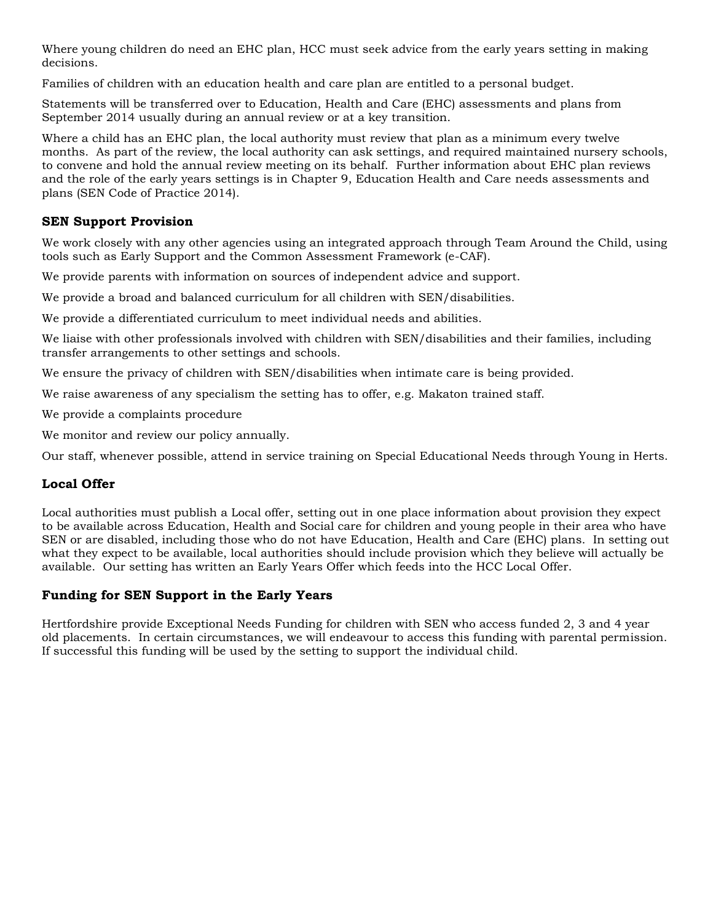Where young children do need an EHC plan, HCC must seek advice from the early years setting in making decisions.

Families of children with an education health and care plan are entitled to a personal budget.

Statements will be transferred over to Education, Health and Care (EHC) assessments and plans from September 2014 usually during an annual review or at a key transition.

Where a child has an EHC plan, the local authority must review that plan as a minimum every twelve months. As part of the review, the local authority can ask settings, and required maintained nursery schools, to convene and hold the annual review meeting on its behalf. Further information about EHC plan reviews and the role of the early years settings is in Chapter 9, Education Health and Care needs assessments and plans (SEN Code of Practice 2014).

### SEN Support Provision

We work closely with any other agencies using an integrated approach through Team Around the Child, using tools such as Early Support and the Common Assessment Framework (e-CAF).

We provide parents with information on sources of independent advice and support.

We provide a broad and balanced curriculum for all children with SEN/disabilities.

We provide a differentiated curriculum to meet individual needs and abilities.

We liaise with other professionals involved with children with SEN/disabilities and their families, including transfer arrangements to other settings and schools.

We ensure the privacy of children with SEN/disabilities when intimate care is being provided.

We raise awareness of any specialism the setting has to offer, e.g. Makaton trained staff.

We provide a complaints procedure

We monitor and review our policy annually.

Our staff, whenever possible, attend in service training on Special Educational Needs through Young in Herts.

### Local Offer

Local authorities must publish a Local offer, setting out in one place information about provision they expect to be available across Education, Health and Social care for children and young people in their area who have SEN or are disabled, including those who do not have Education, Health and Care (EHC) plans. In setting out what they expect to be available, local authorities should include provision which they believe will actually be available. Our setting has written an Early Years Offer which feeds into the HCC Local Offer.

### Funding for SEN Support in the Early Years

Hertfordshire provide Exceptional Needs Funding for children with SEN who access funded 2, 3 and 4 year old placements. In certain circumstances, we will endeavour to access this funding with parental permission. If successful this funding will be used by the setting to support the individual child.